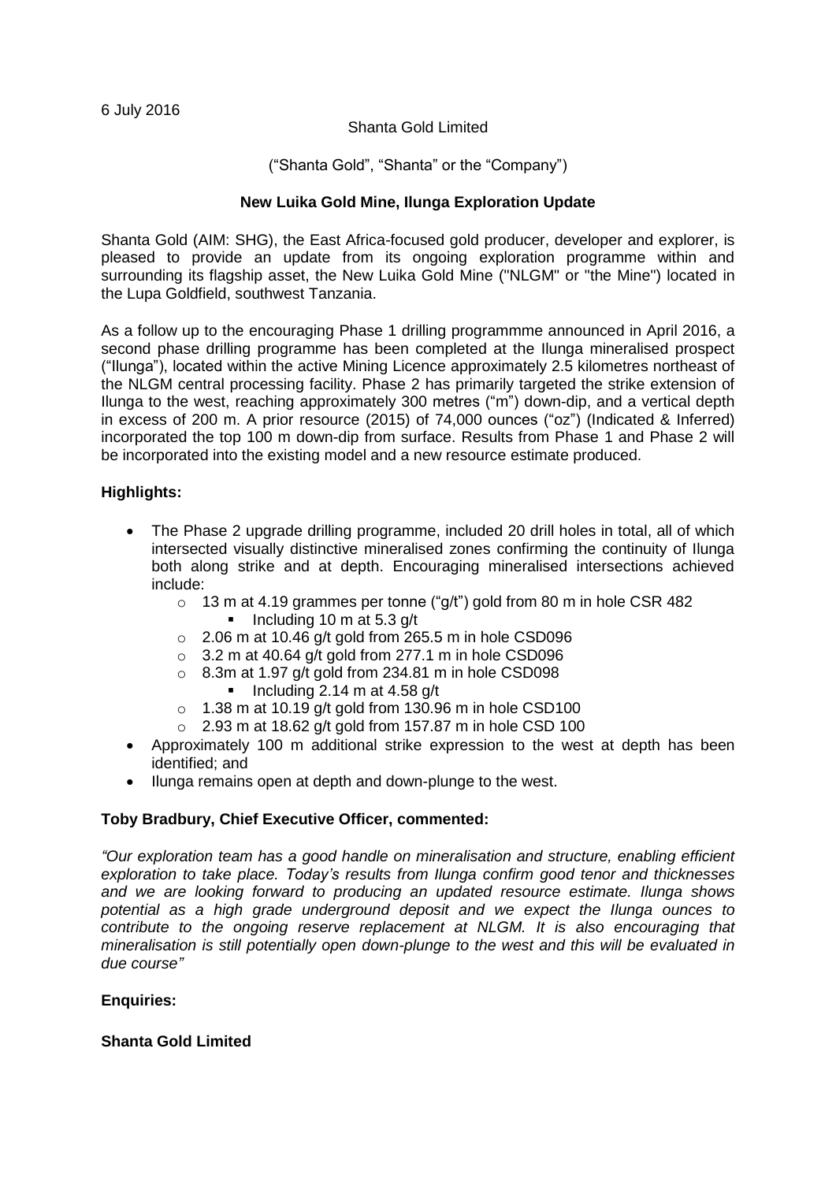6 July 2016

Shanta Gold Limited

("Shanta Gold", "Shanta" or the "Company")

**New Luika Gold Mine, Ilunga Exploration Update**

Shanta Gold (AIM: SHG), the East Africa-focused gold producer, developer and explorer, is pleased to provide an update from its ongoing exploration programme within and surrounding its flagship asset, the New Luika Gold Mine ("NLGM" or "the Mine") located in the Lupa Goldfield, southwest Tanzania.

As a follow up to the encouraging Phase 1 drilling programmme announced in April 2016, a second phase drilling programme has been completed at the Ilunga mineralised prospect ("Ilunga"), located within the active Mining Licence approximately 2.5 kilometres northeast of the NLGM central processing facility. Phase 2 has primarily targeted the strike extension of Ilunga to the west, reaching approximately 300 metres ("m") down-dip, and a vertical depth in excess of 200 m. A prior resource (2015) of 74,000 ounces ("oz") (Indicated & Inferred) incorporated the top 100 m down-dip from surface. Results from Phase 1 and Phase 2 will be incorporated into the existing model and a new resource estimate produced.

**Highlights:**

- The Phase 2 upgrade drilling programme, included 20 drill holes in total, all of which intersected visually distinctive mineralised zones confirming the continuity of Ilunga both along strike and at depth. Encouraging mineralised intersections achieved include:
  - 13 m at 4.19 grammes per tonne ("g/t") gold from 80 m in hole CSR 482
    - Including 10 m at 5.3 g/t
  - 2.06 m at 10.46 g/t gold from 265.5 m in hole CSD096
  - 3.2 m at 40.64 g/t gold from 277.1 m in hole CSD096
  - 8.3m at 1.97 g/t gold from 234.81 m in hole CSD098
    - Including 2.14 m at 4.58 g/t
  - 1.38 m at 10.19 g/t gold from 130.96 m in hole CSD100
  - 2.93 m at 18.62 g/t gold from 157.87 m in hole CSD 100
- Approximately 100 m additional strike expression to the west at depth has been identified; and
- Ilunga remains open at depth and down-plunge to the west.

**Toby Bradbury, Chief Executive Officer, commented:**

*"Our exploration team has a good handle on mineralisation and structure, enabling efficient exploration to take place. Today's results from Ilunga confirm good tenor and thicknesses and we are looking forward to producing an updated resource estimate. Ilunga shows potential as a high grade underground deposit and we expect the Ilunga ounces to contribute to the ongoing reserve replacement at NLGM. It is also encouraging that mineralisation is still potentially open down-plunge to the west and this will be evaluated in due course"*

**Enquiries:**

**Shanta Gold Limited**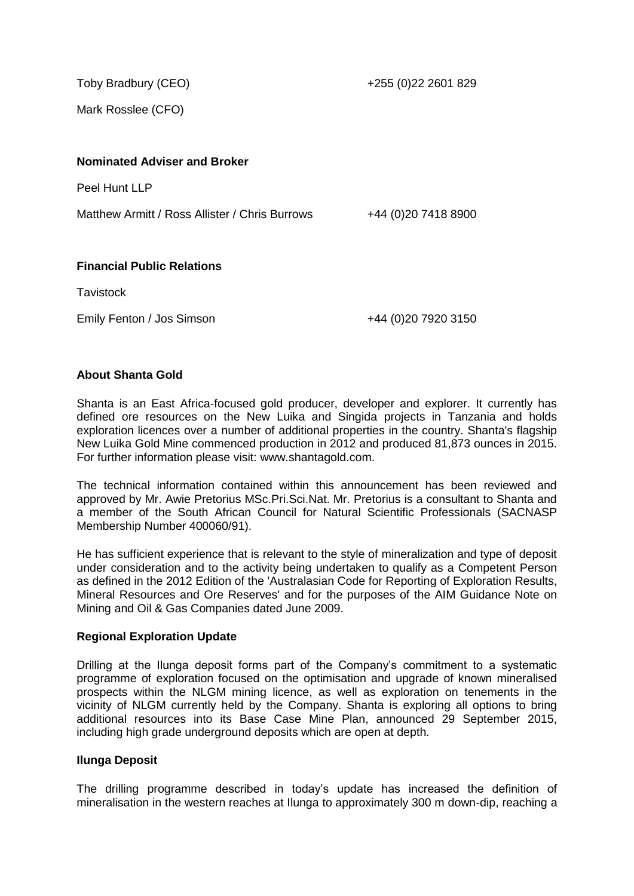Toby Bradbury (CEO) +255 (0)22 2601 829

Mark Rosslee (CFO)

**Nominated Adviser and Broker**

Peel Hunt LLP

Matthew Armitt / Ross Allister / Chris Burrows +44 (0)20 7418 8900

**Financial Public Relations**

Tavistock

Emily Fenton / Jos Simson +44 (0)20 7920 3150

**About Shanta Gold**

Shanta is an East Africa-focused gold producer, developer and explorer. It currently has defined ore resources on the New Luika and Singida projects in Tanzania and holds exploration licences over a number of additional properties in the country. Shanta's flagship New Luika Gold Mine commenced production in 2012 and produced 81,873 ounces in 2015. For further information please visit: www.shantagold.com.

The technical information contained within this announcement has been reviewed and approved by Mr. Awie Pretorius MSc.Pri.Sci.Nat. Mr. Pretorius is a consultant to Shanta and a member of the South African Council for Natural Scientific Professionals (SACNASP Membership Number 400060/91).

He has sufficient experience that is relevant to the style of mineralization and type of deposit under consideration and to the activity being undertaken to qualify as a Competent Person as defined in the 2012 Edition of the 'Australasian Code for Reporting of Exploration Results, Mineral Resources and Ore Reserves' and for the purposes of the AIM Guidance Note on Mining and Oil & Gas Companies dated June 2009.

**Regional Exploration Update**

Drilling at the Ilunga deposit forms part of the Company's commitment to a systematic programme of exploration focused on the optimisation and upgrade of known mineralised prospects within the NLGM mining licence, as well as exploration on tenements in the vicinity of NLGM currently held by the Company. Shanta is exploring all options to bring additional resources into its Base Case Mine Plan, announced 29 September 2015, including high grade underground deposits which are open at depth.

**Ilunga Deposit**

The drilling programme described in today's update has increased the definition of mineralisation in the western reaches at Ilunga to approximately 300 m down-dip, reaching a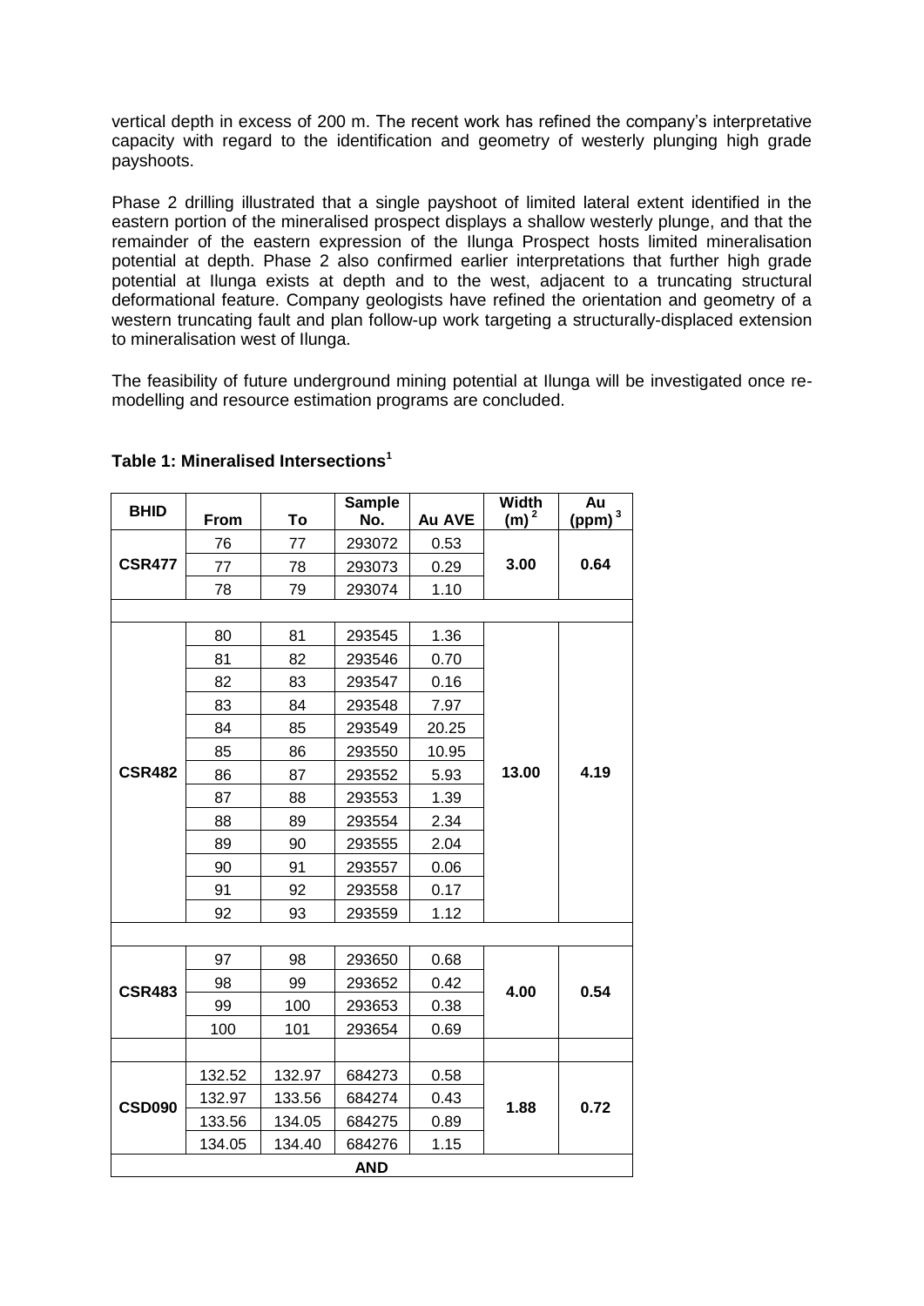vertical depth in excess of 200 m. The recent work has refined the company's interpretative capacity with regard to the identification and geometry of westerly plunging high grade payshoots.

Phase 2 drilling illustrated that a single payshoot of limited lateral extent identified in the eastern portion of the mineralised prospect displays a shallow westerly plunge, and that the remainder of the eastern expression of the Ilunga Prospect hosts limited mineralisation potential at depth. Phase 2 also confirmed earlier interpretations that further high grade potential at Ilunga exists at depth and to the west, adjacent to a truncating structural deformational feature. Company geologists have refined the orientation and geometry of a western truncating fault and plan follow-up work targeting a structurally-displaced extension to mineralisation west of Ilunga.

The feasibility of future underground mining potential at Ilunga will be investigated once re-modelling and resource estimation programs are concluded.

**Table 1: Mineralised Intersections[1]**

| BHID | From | To | Sample No. | Au AVE | Width (m)[2] | Au (ppm)[3] |
|---|---|---|---|---|---|---|
| CSR477 | 76 | 77 | 293072 | 0.53 | 3.00 | 0.64 |
| | 77 | 78 | 293073 | 0.29 | | |
| | 78 | 79 | 293074 | 1.10 | | |
| | | | | | | |
| CSR482 | 80 | 81 | 293545 | 1.36 | 13.00 | 4.19 |
| | 81 | 82 | 293546 | 0.70 | | |
| | 82 | 83 | 293547 | 0.16 | | |
| | 83 | 84 | 293548 | 7.97 | | |
| | 84 | 85 | 293549 | 20.25 | | |
| | 85 | 86 | 293550 | 10.95 | | |
| | 86 | 87 | 293552 | 5.93 | | |
| | 87 | 88 | 293553 | 1.39 | | |
| | 88 | 89 | 293554 | 2.34 | | |
| | 89 | 90 | 293555 | 2.04 | | |
| | 90 | 91 | 293557 | 0.06 | | |
| | 91 | 92 | 293558 | 0.17 | | |
| | 92 | 93 | 293559 | 1.12 | | |
| | | | | | | |
| CSR483 | 97 | 98 | 293650 | 0.68 | 4.00 | 0.54 |
| | 98 | 99 | 293652 | 0.42 | | |
| | 99 | 100 | 293653 | 0.38 | | |
| | 100 | 101 | 293654 | 0.69 | | |
| | | | | | | |
| CSD090 | 132.52 | 132.97 | 684273 | 0.58 | 1.88 | 0.72 |
| | 132.97 | 133.56 | 684274 | 0.43 | | |
| | 133.56 | 134.05 | 684275 | 0.89 | | |
| | 134.05 | 134.40 | 684276 | 1.15 | | |
| | | | **AND** | | | |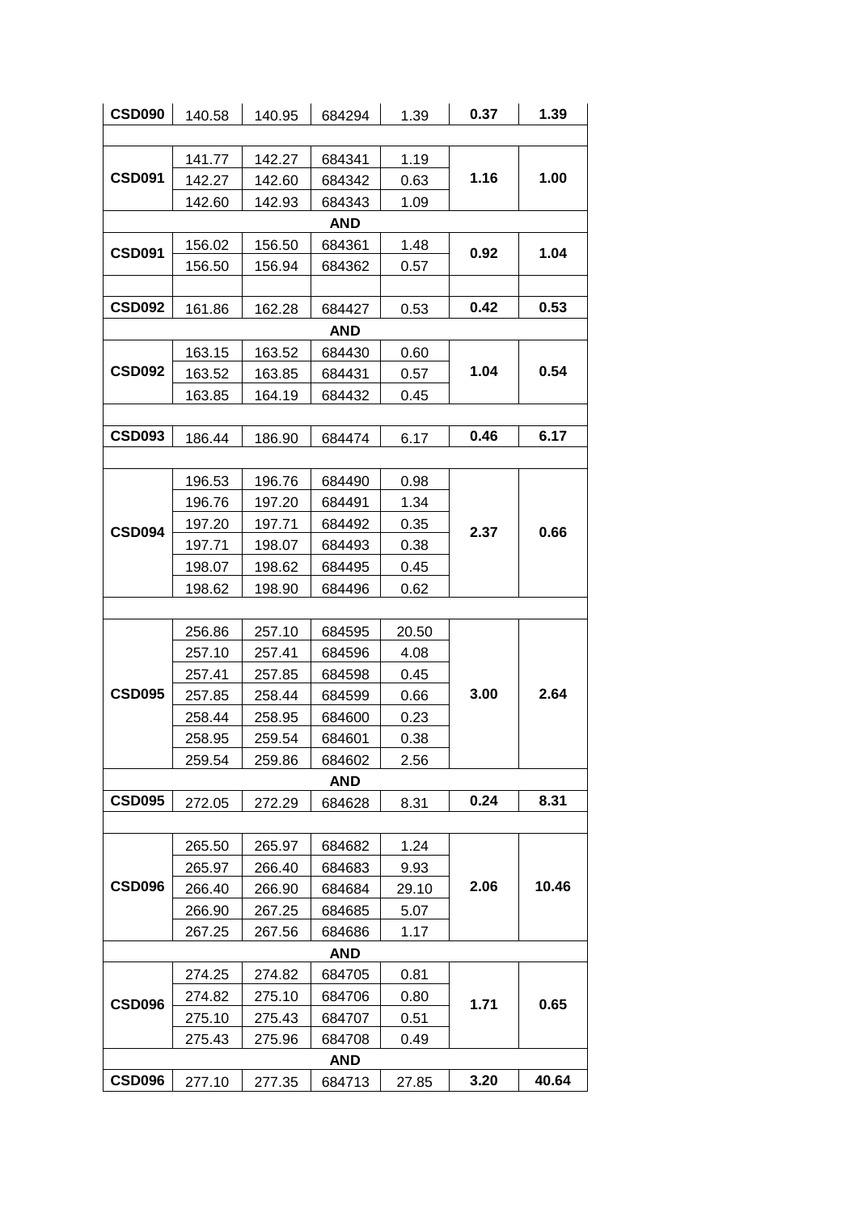| | | | | | | |
|---|---|---|---|---|---|---|
| **CSD090** | 140.58 | 140.95 | 684294 | 1.39 | **0.37** | **1.39** |
| | | | | | | |
| **CSD091** | 141.77 | 142.27 | 684341 | 1.19 | **1.16** | **1.00** |
| | 142.27 | 142.60 | 684342 | 0.63 | | |
| | 142.60 | 142.93 | 684343 | 1.09 | | |
| | | | **AND** | | | |
| **CSD091** | 156.02 | 156.50 | 684361 | 1.48 | **0.92** | **1.04** |
| | 156.50 | 156.94 | 684362 | 0.57 | | |
| | | | | | | |
| **CSD092** | 161.86 | 162.28 | 684427 | 0.53 | **0.42** | **0.53** |
| | | | **AND** | | | |
| **CSD092** | 163.15 | 163.52 | 684430 | 0.60 | **1.04** | **0.54** |
| | 163.52 | 163.85 | 684431 | 0.57 | | |
| | 163.85 | 164.19 | 684432 | 0.45 | | |
| | | | | | | |
| **CSD093** | 186.44 | 186.90 | 684474 | 6.17 | **0.46** | **6.17** |
| | | | | | | |
| **CSD094** | 196.53 | 196.76 | 684490 | 0.98 | **2.37** | **0.66** |
| | 196.76 | 197.20 | 684491 | 1.34 | | |
| | 197.20 | 197.71 | 684492 | 0.35 | | |
| | 197.71 | 198.07 | 684493 | 0.38 | | |
| | 198.07 | 198.62 | 684495 | 0.45 | | |
| | 198.62 | 198.90 | 684496 | 0.62 | | |
| | | | | | | |
| **CSD095** | 256.86 | 257.10 | 684595 | 20.50 | **3.00** | **2.64** |
| | 257.10 | 257.41 | 684596 | 4.08 | | |
| | 257.41 | 257.85 | 684598 | 0.45 | | |
| | 257.85 | 258.44 | 684599 | 0.66 | | |
| | 258.44 | 258.95 | 684600 | 0.23 | | |
| | 258.95 | 259.54 | 684601 | 0.38 | | |
| | 259.54 | 259.86 | 684602 | 2.56 | | |
| | | | **AND** | | | |
| **CSD095** | 272.05 | 272.29 | 684628 | 8.31 | **0.24** | **8.31** |
| | | | | | | |
| **CSD096** | 265.50 | 265.97 | 684682 | 1.24 | **2.06** | **10.46** |
| | 265.97 | 266.40 | 684683 | 9.93 | | |
| | 266.40 | 266.90 | 684684 | 29.10 | | |
| | 266.90 | 267.25 | 684685 | 5.07 | | |
| | 267.25 | 267.56 | 684686 | 1.17 | | |
| | | | **AND** | | | |
| **CSD096** | 274.25 | 274.82 | 684705 | 0.81 | **1.71** | **0.65** |
| | 274.82 | 275.10 | 684706 | 0.80 | | |
| | 275.10 | 275.43 | 684707 | 0.51 | | |
| | 275.43 | 275.96 | 684708 | 0.49 | | |
| | | | **AND** | | | |
| **CSD096** | 277.10 | 277.35 | 684713 | 27.85 | **3.20** | **40.64** |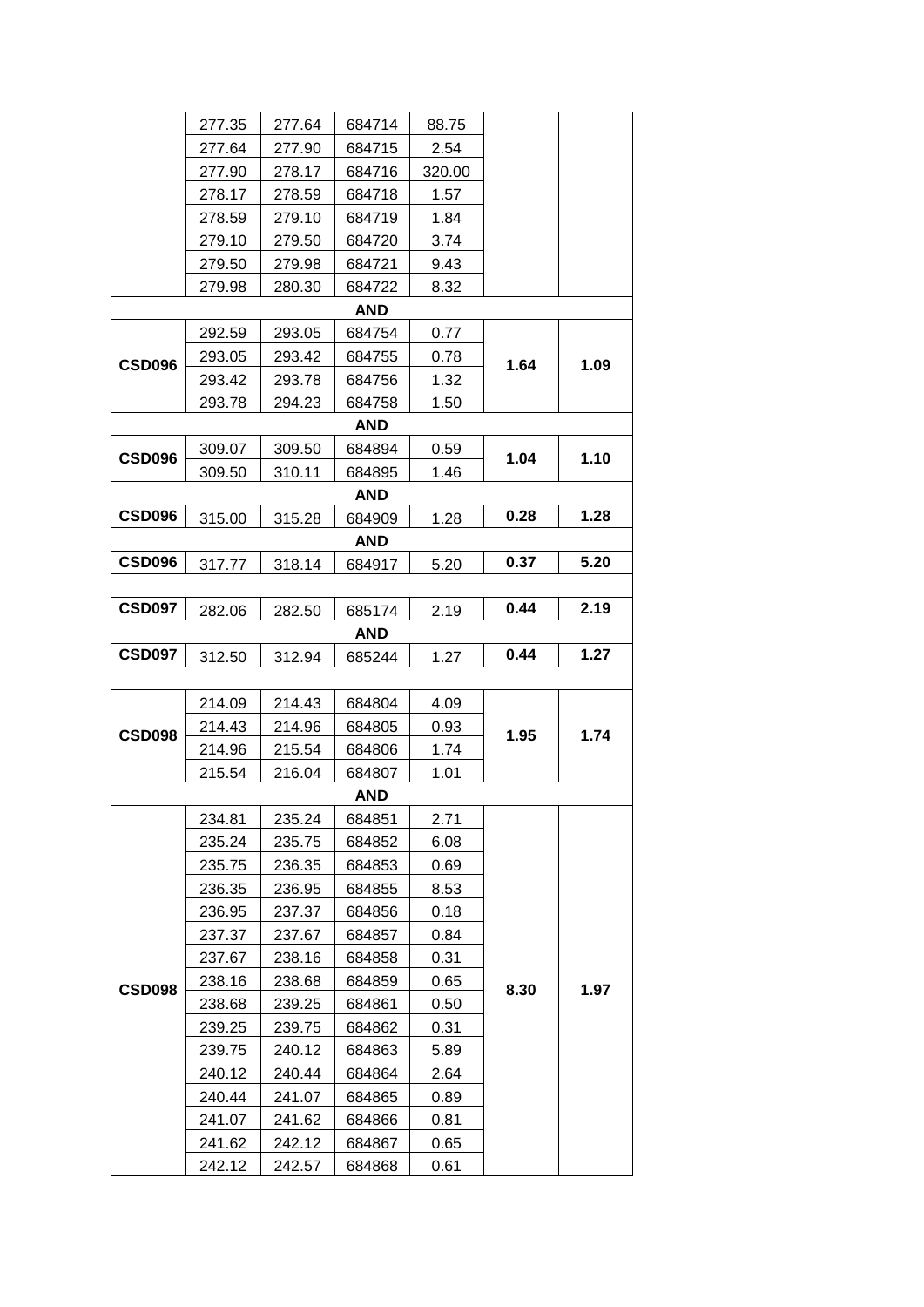| | | | | | | |
|---|---|---|---|---|---|---|
| | 277.35 | 277.64 | 684714 | 88.75 | | |
| | 277.64 | 277.90 | 684715 | 2.54 | | |
| | 277.90 | 278.17 | 684716 | 320.00 | | |
| | 278.17 | 278.59 | 684718 | 1.57 | | |
| | 278.59 | 279.10 | 684719 | 1.84 | | |
| | 279.10 | 279.50 | 684720 | 3.74 | | |
| | 279.50 | 279.98 | 684721 | 9.43 | | |
| | 279.98 | 280.30 | 684722 | 8.32 | | |
| | | | **AND** | | | |
| **CSD096** | 292.59 | 293.05 | 684754 | 0.77 | **1.64** | **1.09** |
| | 293.05 | 293.42 | 684755 | 0.78 | | |
| | 293.42 | 293.78 | 684756 | 1.32 | | |
| | 293.78 | 294.23 | 684758 | 1.50 | | |
| | | | **AND** | | | |
| **CSD096** | 309.07 | 309.50 | 684894 | 0.59 | **1.04** | **1.10** |
| | 309.50 | 310.11 | 684895 | 1.46 | | |
| | | | **AND** | | | |
| **CSD096** | 315.00 | 315.28 | 684909 | 1.28 | **0.28** | **1.28** |
| | | | **AND** | | | |
| **CSD096** | 317.77 | 318.14 | 684917 | 5.20 | **0.37** | **5.20** |
| | | | | | | |
| **CSD097** | 282.06 | 282.50 | 685174 | 2.19 | **0.44** | **2.19** |
| | | | **AND** | | | |
| **CSD097** | 312.50 | 312.94 | 685244 | 1.27 | **0.44** | **1.27** |
| | | | | | | |
| **CSD098** | 214.09 | 214.43 | 684804 | 4.09 | **1.95** | **1.74** |
| | 214.43 | 214.96 | 684805 | 0.93 | | |
| | 214.96 | 215.54 | 684806 | 1.74 | | |
| | 215.54 | 216.04 | 684807 | 1.01 | | |
| | | | **AND** | | | |
| **CSD098** | 234.81 | 235.24 | 684851 | 2.71 | **8.30** | **1.97** |
| | 235.24 | 235.75 | 684852 | 6.08 | | |
| | 235.75 | 236.35 | 684853 | 0.69 | | |
| | 236.35 | 236.95 | 684855 | 8.53 | | |
| | 236.95 | 237.37 | 684856 | 0.18 | | |
| | 237.37 | 237.67 | 684857 | 0.84 | | |
| | 237.67 | 238.16 | 684858 | 0.31 | | |
| | 238.16 | 238.68 | 684859 | 0.65 | | |
| | 238.68 | 239.25 | 684861 | 0.50 | | |
| | 239.25 | 239.75 | 684862 | 0.31 | | |
| | 239.75 | 240.12 | 684863 | 5.89 | | |
| | 240.12 | 240.44 | 684864 | 2.64 | | |
| | 240.44 | 241.07 | 684865 | 0.89 | | |
| | 241.07 | 241.62 | 684866 | 0.81 | | |
| | 241.62 | 242.12 | 684867 | 0.65 | | |
| | 242.12 | 242.57 | 684868 | 0.61 | | |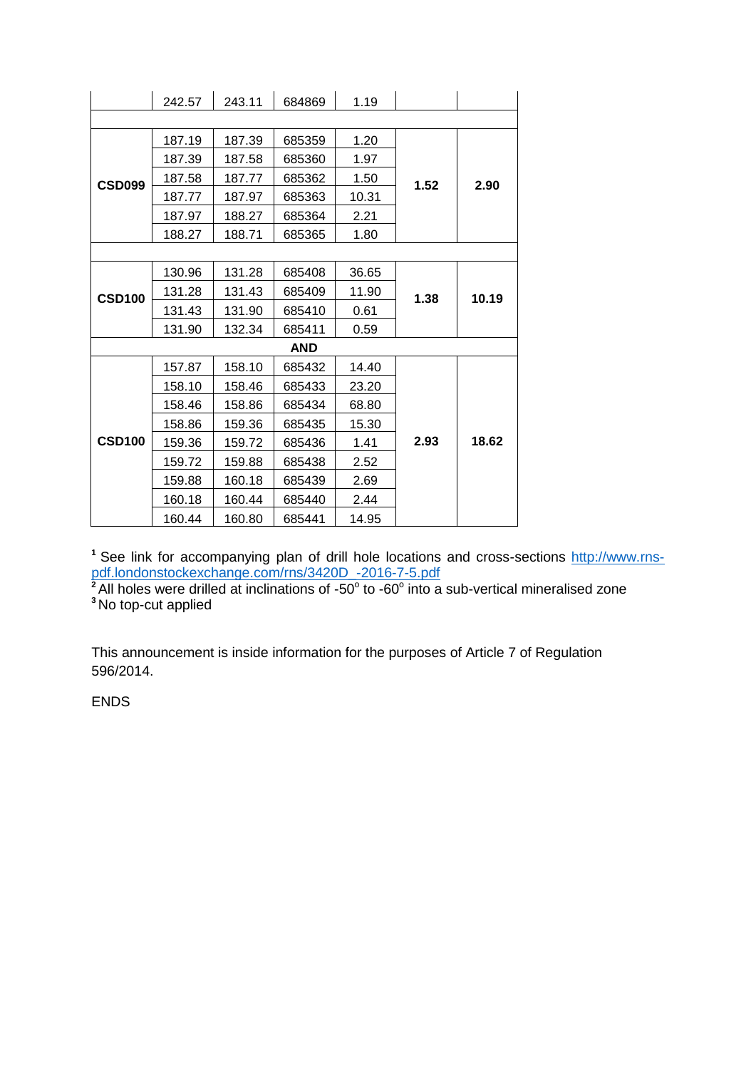| | | | | | | |
|---|---|---|---|---|---|---|
| | 242.57 | 243.11 | 684869 | 1.19 | | |
| | | | | | | |
| **CSD099** | 187.19 | 187.39 | 685359 | 1.20 | **1.52** | **2.90** |
| | 187.39 | 187.58 | 685360 | 1.97 | | |
| | 187.58 | 187.77 | 685362 | 1.50 | | |
| | 187.77 | 187.97 | 685363 | 10.31 | | |
| | 187.97 | 188.27 | 685364 | 2.21 | | |
| | 188.27 | 188.71 | 685365 | 1.80 | | |
| | | | | | | |
| **CSD100** | 130.96 | 131.28 | 685408 | 36.65 | **1.38** | **10.19** |
| | 131.28 | 131.43 | 685409 | 11.90 | | |
| | 131.43 | 131.90 | 685410 | 0.61 | | |
| | 131.90 | 132.34 | 685411 | 0.59 | | |
| | | | **AND** | | | |
| **CSD100** | 157.87 | 158.10 | 685432 | 14.40 | **2.93** | **18.62** |
| | 158.10 | 158.46 | 685433 | 23.20 | | |
| | 158.46 | 158.86 | 685434 | 68.80 | | |
| | 158.86 | 159.36 | 685435 | 15.30 | | |
| | 159.36 | 159.72 | 685436 | 1.41 | | |
| | 159.72 | 159.88 | 685438 | 2.52 | | |
| | 159.88 | 160.18 | 685439 | 2.69 | | |
| | 160.18 | 160.44 | 685440 | 2.44 | | |
| | 160.44 | 160.80 | 685441 | 14.95 | | |

[1] See link for accompanying plan of drill hole locations and cross-sections http://www.rns-pdf.londonstockexchange.com/rns/3420D_-2016-7-5.pdf

[2] All holes were drilled at inclinations of -50° to -60° into a sub-vertical mineralised zone

[3] No top-cut applied

This announcement is inside information for the purposes of Article 7 of Regulation 596/2014.

ENDS